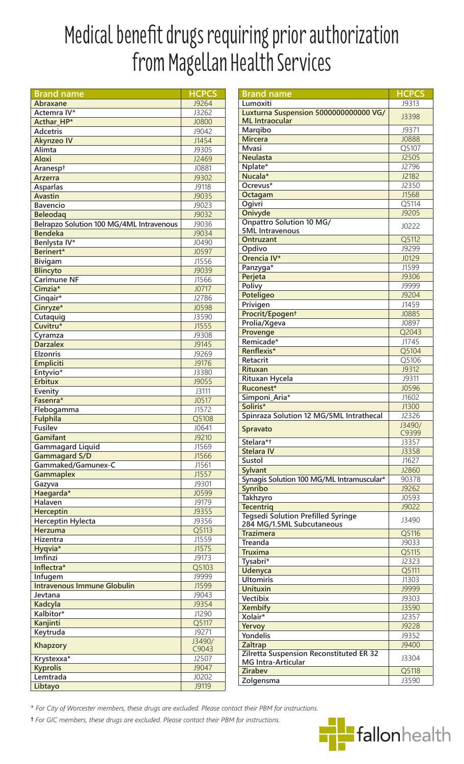# Medical benefit drugs requiring prior authorization from Magellan Health Services

| Brand name | HCPCS |
|---|---|
| Abraxane | J9264 |
| Actemra IV* | J3262 |
| Acthar_HP* | J0800 |
| Adcetris | J9042 |
| Akynzeo IV | J1454 |
| Alimta | J9305 |
| Aloxi | J2469 |
| Aranesp† | J0881 |
| Arzerra | J9302 |
| Asparlas | J9118 |
| Avastin | J9035 |
| Bavencio | J9023 |
| Beleodaq | J9032 |
| Belrapzo Solution 100 MG/4ML Intravenous | J9036 |
| Bendeka | J9034 |
| Benlysta IV* | J0490 |
| Berinert* | J0597 |
| Bivigam | J1556 |
| Blincyto | J9039 |
| Carimune NF | J1566 |
| Cimzia* | J0717 |
| Cinqair* | J2786 |
| Cinryze* | J0598 |
| Cutaquig | J3590 |
| Cuvitru* | J1555 |
| Cyramza | J9308 |
| Darzalex | J9145 |
| Elzonris | J9269 |
| Empliciti | J9176 |
| Entyvio* | J3380 |
| Erbitux | J9055 |
| Evenity | J3111 |
| Fasenra* | J0517 |
| Flebogamma | J1572 |
| Fulphila | Q5108 |
| Fusilev | J0641 |
| Gamifant | J9210 |
| Gammagard Liquid | J1569 |
| Gammagard S/D | J1566 |
| Gammaked/Gamunex-C | J1561 |
| Gammaplex | J1557 |
| Gazyva | J9301 |
| Haegarda* | J0599 |
| Halaven | J9179 |
| Herceptin | J9355 |
| Herceptin Hylecta | J9356 |
| Herzuma | Q5113 |
| Hizentra | J1559 |
| Hyqvia* | J1575 |
| Imfinzi | J9173 |
| Inflectra* | Q5103 |
| Infugem | J9999 |
| Intravenous Immune Globulin | J1599 |
| Jevtana | J9043 |
| Kadcyla | J9354 |
| Kalbitor* | J1290 |
| Kanjinti | Q5117 |
| Keytruda | J9271 |
| Khapzory | J3490/ C9043 |
| Krystexxa* | J2507 |
| Kyprolis | J9047 |
| Lemtrada | J0202 |
| Libtayo | J9119 |
| Lumoxiti | J9313 |
| Luxturna Suspension 5000000000000 VG/ ML Intraocular | J3398 |
| Marqibo | J9371 |
| Mircera | J0888 |
| Mvasi | Q5107 |
| Neulasta | J2505 |
| Nplate* | J2796 |
| Nucala* | J2182 |
| Ocrevus* | J2350 |
| Octagam | J1568 |
| Ogivri | Q5114 |
| Onivyde | J9205 |
| Onpattro Solution 10 MG/ 5ML Intravenous | J0222 |
| Ontruzant | Q5112 |
| Opdivo | J9299 |
| Orencia IV* | J0129 |
| Panzyga* | J1599 |
| Perjeta | J9306 |
| Polivy | J9999 |
| Poteligeo | J9204 |
| Privigen | J1459 |
| Procrit/Epogen† | J0885 |
| Prolia/Xgeva | J0897 |
| Provenge | Q2043 |
| Remicade* | J1745 |
| Renflexis* | Q5104 |
| Retacrit | Q5106 |
| Rituxan | J9312 |
| Rituxan Hycela | J9311 |
| Ruconest* | J0596 |
| Simponi_Aria* | J1602 |
| Soliris* | J1300 |
| Spinraza Solution 12 MG/5ML Intrathecal | J2326 |
| Spravato | J3490/ C9399 |
| Stelara*† | J3357 |
| Stelara IV | J3358 |
| Sustol | J1627 |
| Sylvant | J2860 |
| Synagis Solution 100 MG/ML Intramuscular* | 90378 |
| Synribo | J9262 |
| Takhzyro | J0593 |
| Tecentriq | J9022 |
| Tegsedi Solution Prefilled Syringe 284 MG/1.5ML Subcutaneous | J3490 |
| Trazimera | Q5116 |
| Treanda | J9033 |
| Truxima | Q5115 |
| Tysabri* | J2323 |
| Udenyca | Q5111 |
| Ultomiris | J1303 |
| Unituxin | J9999 |
| Vectibix | J9303 |
| Xembify | J3590 |
| Xolair* | J2357 |
| Yervoy | J9228 |
| Yondelis | J9352 |
| Zaltrap | J9400 |
| Zilretta Suspension Reconstituted ER 32 MG Intra-Articular | J3304 |
| Zirabev | Q5118 |
| Zolgensma | J3590 |

*\* For City of Worcester members, these drugs are excluded. Please contact their PBM for instructions.*

*† For GIC members, these drugs are excluded. Please contact their PBM for instructions.*

fallonhealth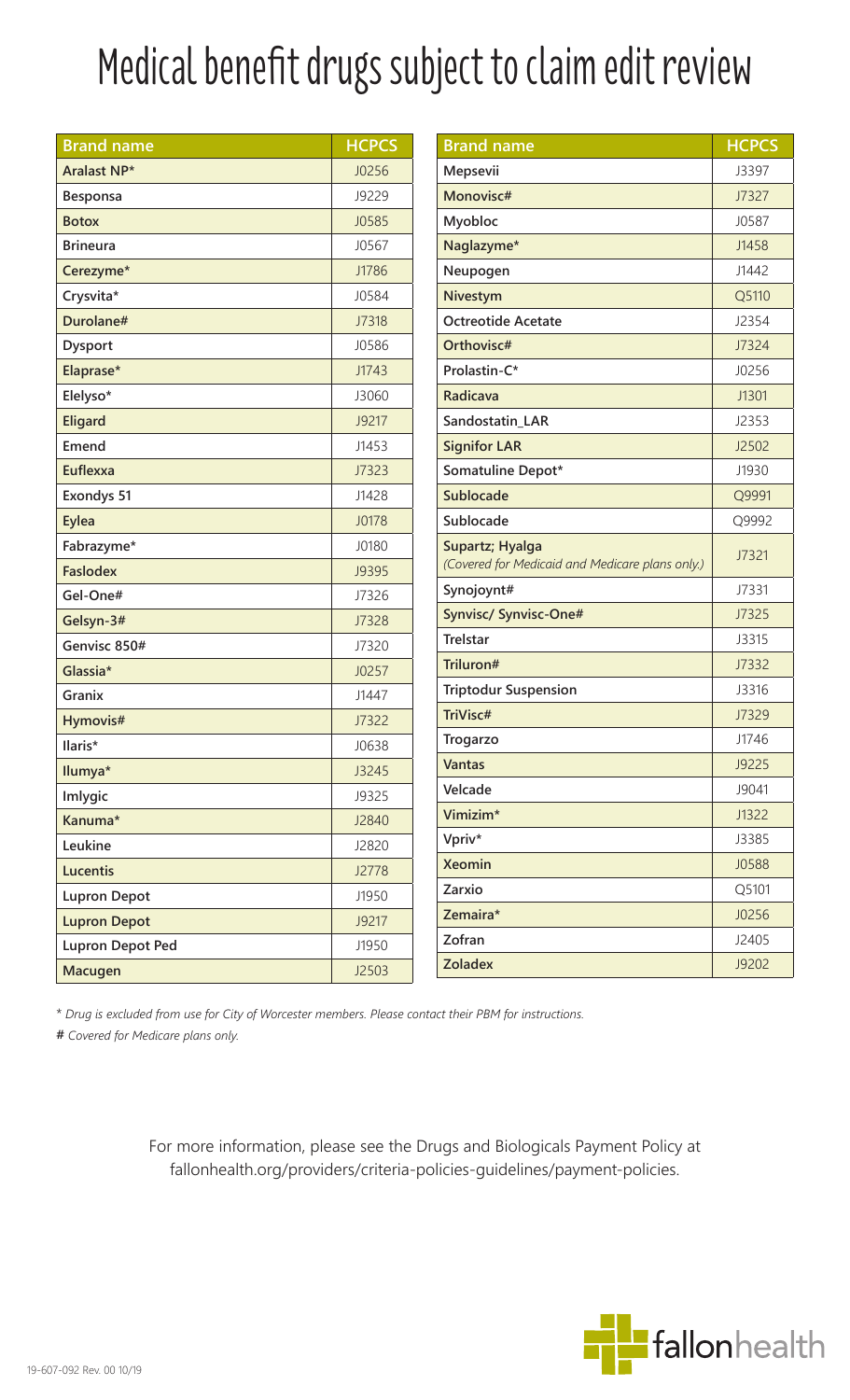# Medical benefit drugs subject to claim edit review

| Brand name | HCPCS |
|---|---|
| Aralast NP* | J0256 |
| Besponsa | J9229 |
| Botox | J0585 |
| Brineura | J0567 |
| Cerezyme* | J1786 |
| Crysvita* | J0584 |
| Durolane# | J7318 |
| Dysport | J0586 |
| Elaprase* | J1743 |
| Elelyso* | J3060 |
| Eligard | J9217 |
| Emend | J1453 |
| Euflexxa | J7323 |
| Exondys 51 | J1428 |
| Eylea | J0178 |
| Fabrazyme* | J0180 |
| Faslodex | J9395 |
| Gel-One# | J7326 |
| Gelsyn-3# | J7328 |
| Genvisc 850# | J7320 |
| Glassia* | J0257 |
| Granix | J1447 |
| Hymovis# | J7322 |
| Ilaris* | J0638 |
| Ilumya* | J3245 |
| Imlygic | J9325 |
| Kanuma* | J2840 |
| Leukine | J2820 |
| Lucentis | J2778 |
| Lupron Depot | J1950 |
| Lupron Depot | J9217 |
| Lupron Depot Ped | J1950 |
| Macugen | J2503 |
| Mepsevii | J3397 |
| Monovisc# | J7327 |
| Myobloc | J0587 |
| Naglazyme* | J1458 |
| Neupogen | J1442 |
| Nivestym | Q5110 |
| Octreotide Acetate | J2354 |
| Orthovisc# | J7324 |
| Prolastin-C* | J0256 |
| Radicava | J1301 |
| Sandostatin_LAR | J2353 |
| Signifor LAR | J2502 |
| Somatuline Depot* | J1930 |
| Sublocade | Q9991 |
| Sublocade | Q9992 |
| Supartz; Hyalga *(Covered for Medicaid and Medicare plans only.)* | J7321 |
| Synojoynt# | J7331 |
| Synvisc/ Synvisc-One# | J7325 |
| Trelstar | J3315 |
| Triluron# | J7332 |
| Triptodur Suspension | J3316 |
| TriVisc# | J7329 |
| Trogarzo | J1746 |
| Vantas | J9225 |
| Velcade | J9041 |
| Vimizim* | J1322 |
| Vpriv* | J3385 |
| Xeomin | J0588 |
| Zarxio | Q5101 |
| Zemaira* | J0256 |
| Zofran | J2405 |
| Zoladex | J9202 |

*\* Drug is excluded from use for City of Worcester members. Please contact their PBM for instructions.*

*# Covered for Medicare plans only.*

For more information, please see the Drugs and Biologicals Payment Policy at fallonhealth.org/providers/criteria-policies-guidelines/payment-policies.

fallonhealth

19-607-092 Rev. 00 10/19